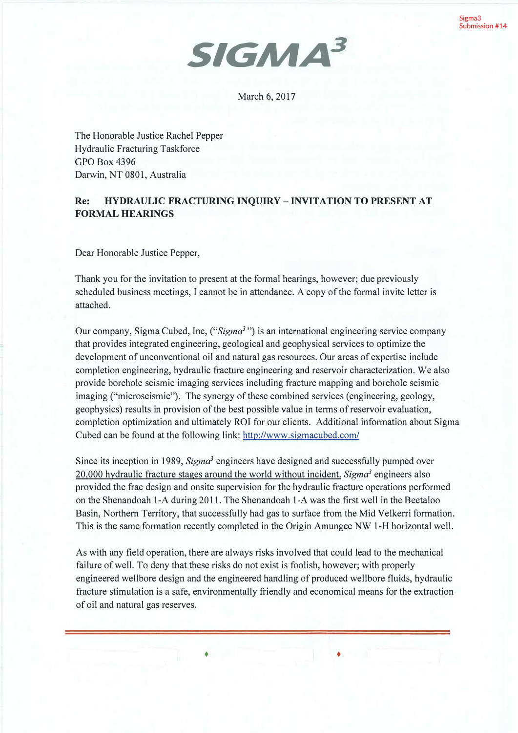Sigma3 Submission #14

# SIGMA³

March 6, 2017

The Honorable Justice Rachel Pepper
Hydraulic Fracturing Taskforce
GPO Box 4396
Darwin, NT 0801, Australia

**Re: HYDRAULIC FRACTURING INQUIRY – INVITATION TO PRESENT AT FORMAL HEARINGS**

Dear Honorable Justice Pepper,

Thank you for the invitation to present at the formal hearings, however; due previously scheduled business meetings, I cannot be in attendance. A copy of the formal invite letter is attached.

Our company, Sigma Cubed, Inc, ("*Sigma³*") is an international engineering service company that provides integrated engineering, geological and geophysical services to optimize the development of unconventional oil and natural gas resources. Our areas of expertise include completion engineering, hydraulic fracture engineering and reservoir characterization. We also provide borehole seismic imaging services including fracture mapping and borehole seismic imaging ("microseismic"). The synergy of these combined services (engineering, geology, geophysics) results in provision of the best possible value in terms of reservoir evaluation, completion optimization and ultimately ROI for our clients. Additional information about Sigma Cubed can be found at the following link: http://www.sigmacubed.com/

Since its inception in 1989, *Sigma³* engineers have designed and successfully pumped over 20,000 hydraulic fracture stages around the world without incident. *Sigma³* engineers also provided the frac design and onsite supervision for the hydraulic fracture operations performed on the Shenandoah 1-A during 2011. The Shenandoah 1-A was the first well in the Beetaloo Basin, Northern Territory, that successfully had gas to surface from the Mid Velkerri formation. This is the same formation recently completed in the Origin Amungee NW 1-H horizontal well.

As with any field operation, there are always risks involved that could lead to the mechanical failure of well. To deny that these risks do not exist is foolish, however; with properly engineered wellbore design and the engineered handling of produced wellbore fluids, hydraulic fracture stimulation is a safe, environmentally friendly and economical means for the extraction of oil and natural gas reserves.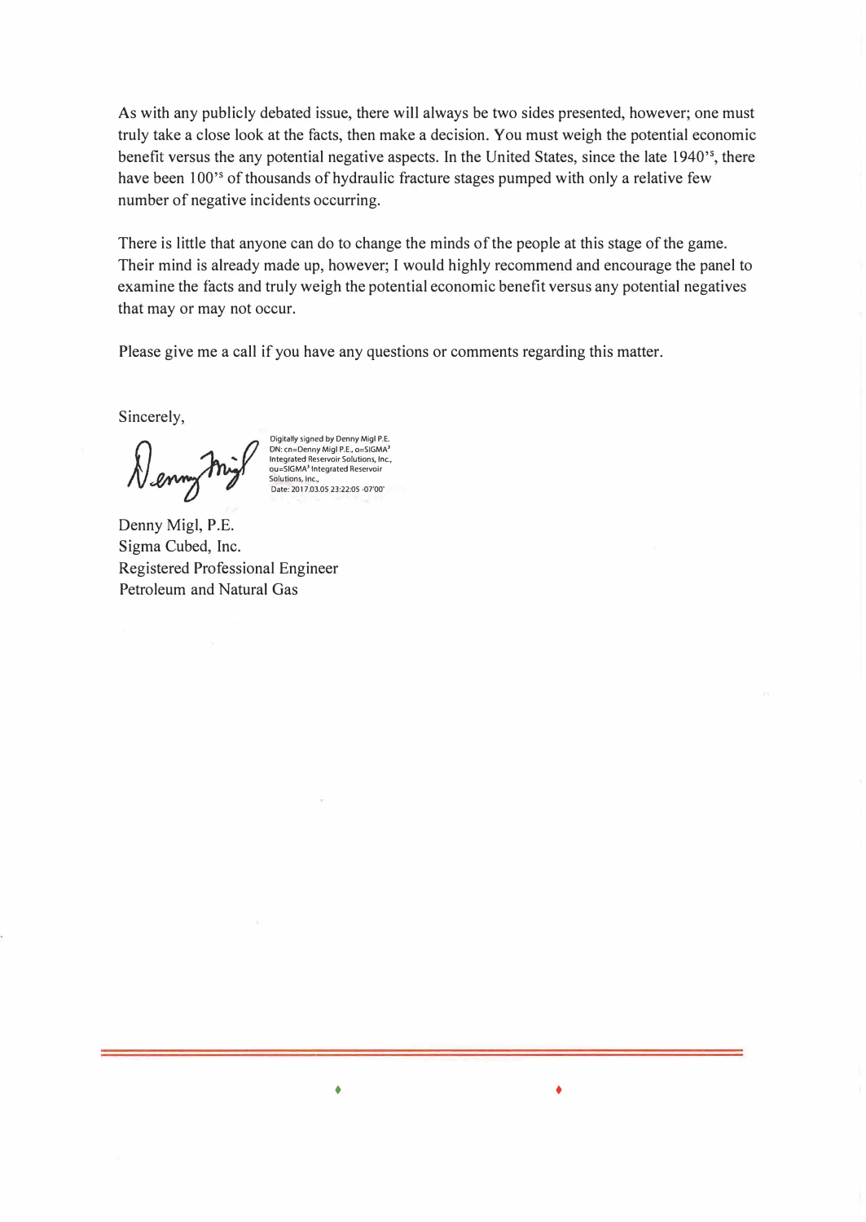As with any publicly debated issue, there will always be two sides presented, however; one must truly take a close look at the facts, then make a decision. You must weigh the potential economic benefit versus the any potential negative aspects. In the United States, since the late 1940's, there have been 100's of thousands of hydraulic fracture stages pumped with only a relative few number of negative incidents occurring.

There is little that anyone can do to change the minds of the people at this stage of the game. Their mind is already made up, however; I would highly recommend and encourage the panel to examine the facts and truly weigh the potential economic benefit versus any potential negatives that may or may not occur.

Please give me a call if you have any questions or comments regarding this matter.

Sincerely,

Digitally signed by Denny Migl P.E.
DN: cn=Denny Migl P.E., o=SIGMA³ Integrated Reservoir Solutions, Inc., ou=SIGMA³ Integrated Reservoir Solutions, Inc.,
Date: 2017.03.05 23:22:05 -07'00'

Denny Migl, P.E.
Sigma Cubed, Inc.
Registered Professional Engineer
Petroleum and Natural Gas